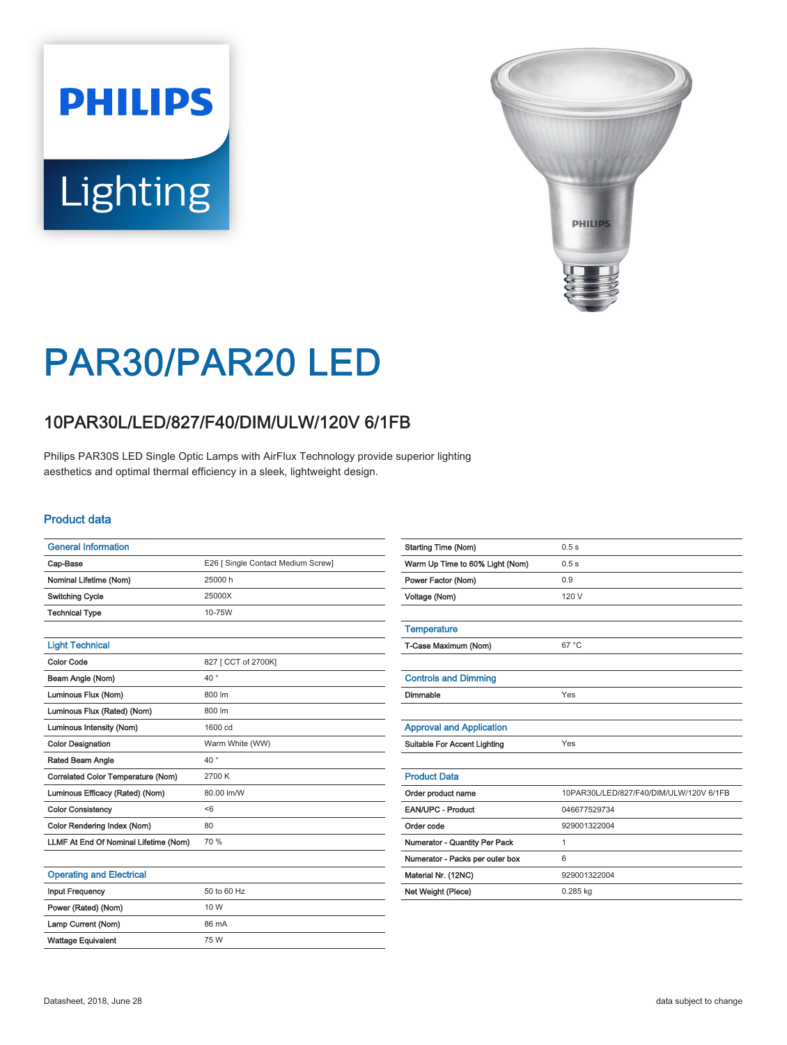# PAR30/PAR20 LED

## 10PAR30L/LED/827/F40/DIM/ULW/120V 6/1FB

Philips PAR30S LED Single Optic Lamps with AirFlux Technology provide superior lighting aesthetics and optimal thermal efficiency in a sleek, lightweight design.

### Product data

| General Information | |
|---|---|
| Cap-Base | E26 [ Single Contact Medium Screw] |
| Nominal Lifetime (Nom) | 25000 h |
| Switching Cycle | 25000X |
| Technical Type | 10-75W |

| Light Technical | |
|---|---|
| Color Code | 827 [ CCT of 2700K] |
| Beam Angle (Nom) | 40 ° |
| Luminous Flux (Nom) | 800 lm |
| Luminous Flux (Rated) (Nom) | 800 lm |
| Luminous Intensity (Nom) | 1600 cd |
| Color Designation | Warm White (WW) |
| Rated Beam Angle | 40 ° |
| Correlated Color Temperature (Nom) | 2700 K |
| Luminous Efficacy (Rated) (Nom) | 80.00 lm/W |
| Color Consistency | <6 |
| Color Rendering Index (Nom) | 80 |
| LLMF At End Of Nominal Lifetime (Nom) | 70 % |

| Operating and Electrical | |
|---|---|
| Input Frequency | 50 to 60 Hz |
| Power (Rated) (Nom) | 10 W |
| Lamp Current (Nom) | 86 mA |
| Wattage Equivalent | 75 W |
| Starting Time (Nom) | 0.5 s |
| Warm Up Time to 60% Light (Nom) | 0.5 s |
| Power Factor (Nom) | 0.9 |
| Voltage (Nom) | 120 V |

| Temperature | |
|---|---|
| T-Case Maximum (Nom) | 67 °C |

| Controls and Dimming | |
|---|---|
| Dimmable | Yes |

| Approval and Application | |
|---|---|
| Suitable For Accent Lighting | Yes |

| Product Data | |
|---|---|
| Order product name | 10PAR30L/LED/827/F40/DIM/ULW/120V 6/1FB |
| EAN/UPC - Product | 046677529734 |
| Order code | 929001322004 |
| Numerator - Quantity Per Pack | 1 |
| Numerator - Packs per outer box | 6 |
| Material Nr. (12NC) | 929001322004 |
| Net Weight (Piece) | 0.285 kg |

Datasheet, 2018, June 28

data subject to change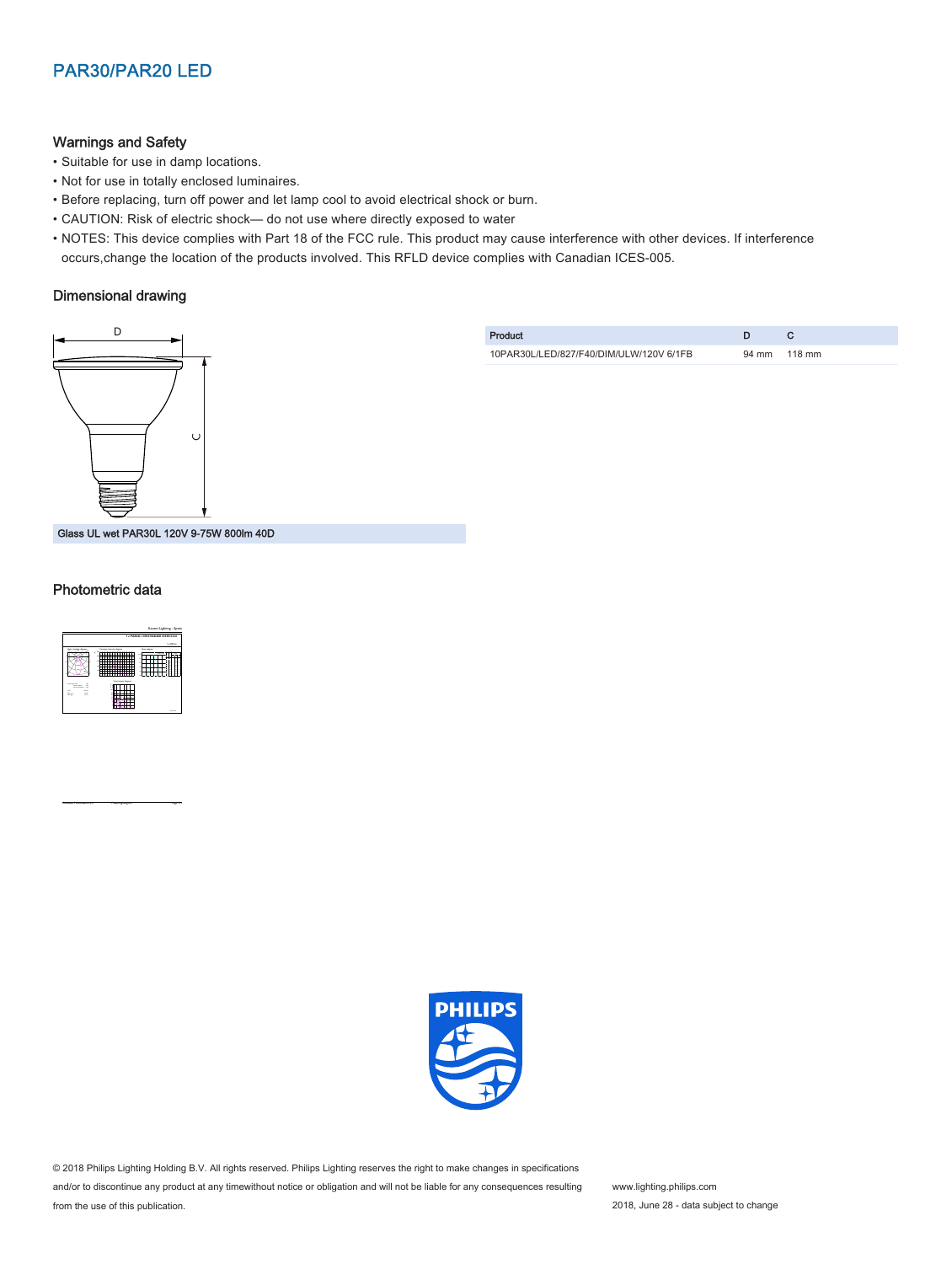# PAR30/PAR20 LED

## Warnings and Safety

- Suitable for use in damp locations.
- Not for use in totally enclosed luminaires.
- Before replacing, turn off power and let lamp cool to avoid electrical shock or burn.
- CAUTION: Risk of electric shock— do not use where directly exposed to water
- NOTES: This device complies with Part 18 of the FCC rule. This product may cause interference with other devices. If interference occurs,change the location of the products involved. This RFLD device complies with Canadian ICES-005.

## Dimensional drawing

D

C

Glass UL wet PAR30L 120V 9-75W 800lm 40D

| Product | D | C |
|---|---|---|
| 10PAR30L/LED/827/F40/DIM/ULW/120V 6/1FB | 94 mm | 118 mm |

## Photometric data

© 2018 Philips Lighting Holding B.V. All rights reserved. Philips Lighting reserves the right to make changes in specifications and/or to discontinue any product at any timewithout notice or obligation and will not be liable for any consequences resulting from the use of this publication.

www.lighting.philips.com

2018, June 28 - data subject to change